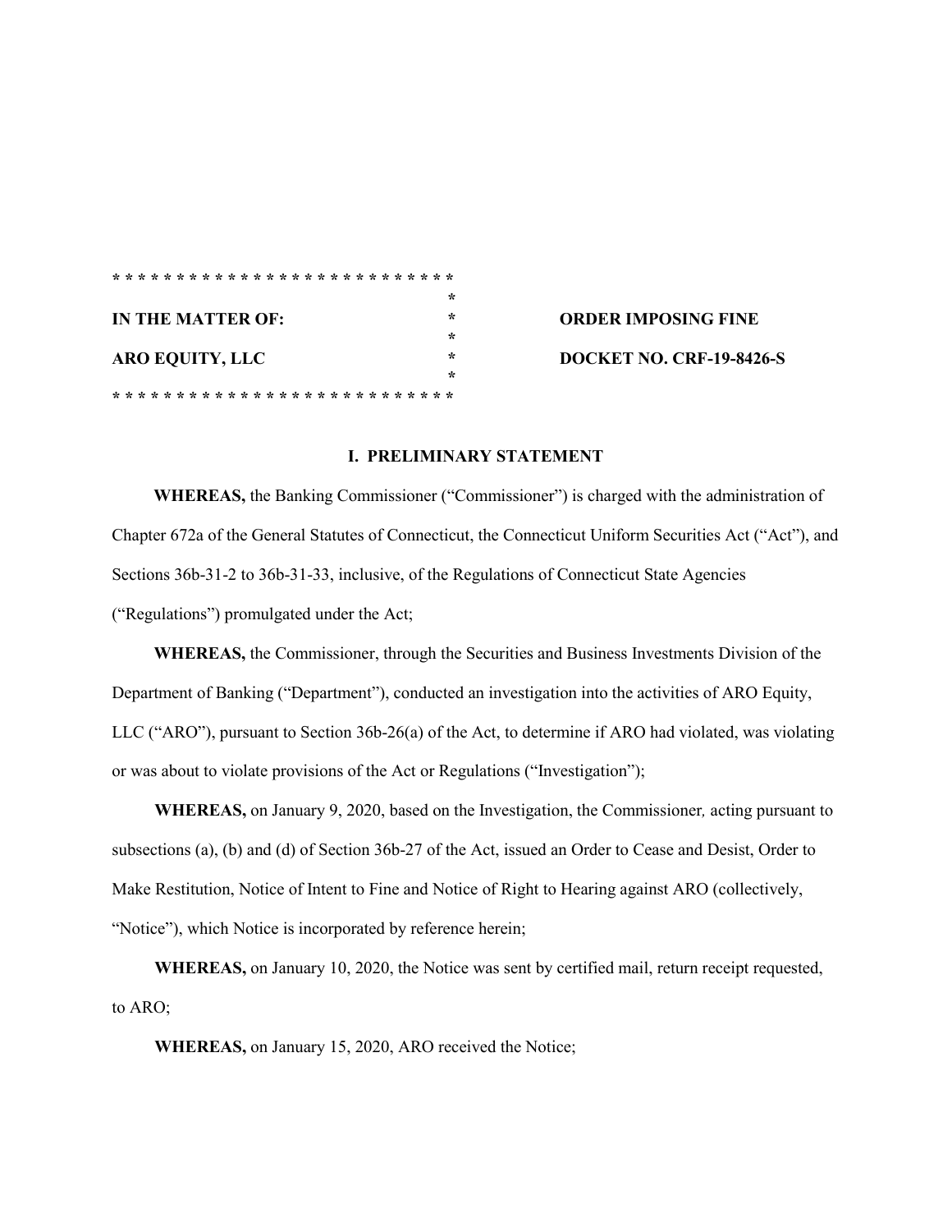| IN THE MATTER OF: | ORDER IMPOSING FINE |
| --- | --- |
| ARO EQUITY, LLC | DOCKET NO. CRF-19-8426-S |

## I. PRELIMINARY STATEMENT

**WHEREAS,** the Banking Commissioner ("Commissioner") is charged with the administration of Chapter 672a of the General Statutes of Connecticut, the Connecticut Uniform Securities Act ("Act"), and Sections 36b-31-2 to 36b-31-33, inclusive, of the Regulations of Connecticut State Agencies ("Regulations") promulgated under the Act;

**WHEREAS,** the Commissioner, through the Securities and Business Investments Division of the Department of Banking ("Department"), conducted an investigation into the activities of ARO Equity, LLC ("ARO"), pursuant to Section 36b-26(a) of the Act, to determine if ARO had violated, was violating or was about to violate provisions of the Act or Regulations ("Investigation");

**WHEREAS,** on January 9, 2020, based on the Investigation, the Commissioner*,* acting pursuant to subsections (a), (b) and (d) of Section 36b-27 of the Act, issued an Order to Cease and Desist, Order to Make Restitution, Notice of Intent to Fine and Notice of Right to Hearing against ARO (collectively, "Notice"), which Notice is incorporated by reference herein;

**WHEREAS,** on January 10, 2020, the Notice was sent by certified mail, return receipt requested, to ARO;

**WHEREAS,** on January 15, 2020, ARO received the Notice;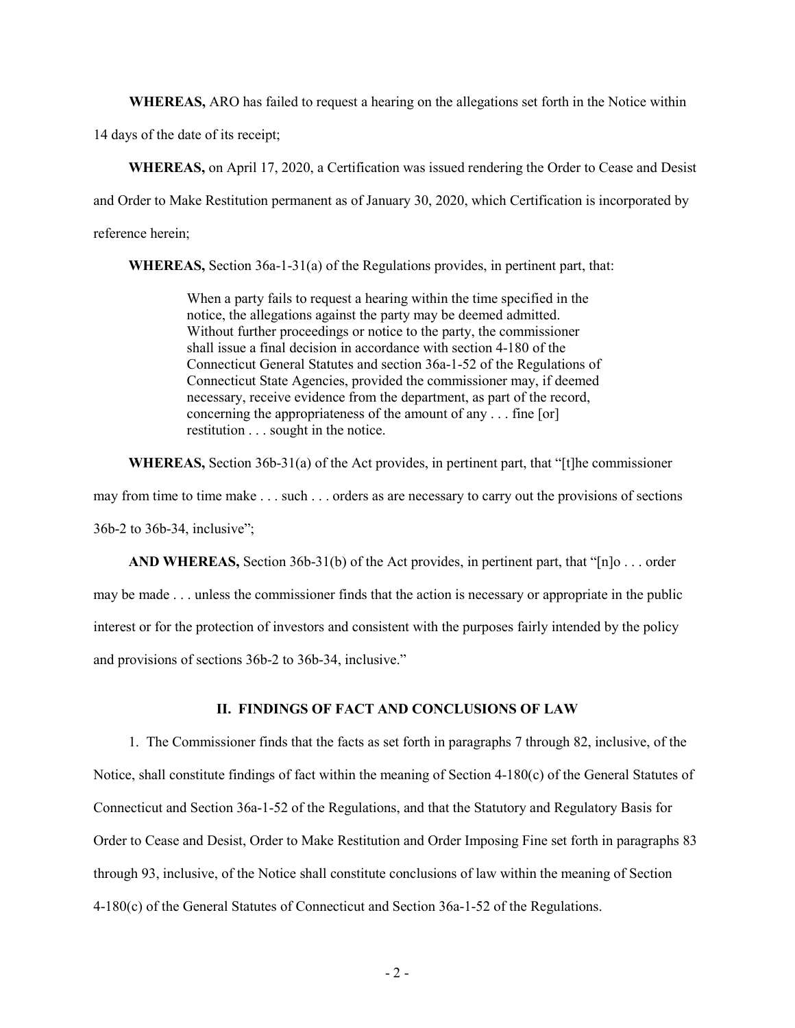**WHEREAS,** ARO has failed to request a hearing on the allegations set forth in the Notice within 14 days of the date of its receipt;

**WHEREAS,** on April 17, 2020, a Certification was issued rendering the Order to Cease and Desist and Order to Make Restitution permanent as of January 30, 2020, which Certification is incorporated by reference herein;

**WHEREAS,** Section 36a-1-31(a) of the Regulations provides, in pertinent part, that:

> When a party fails to request a hearing within the time specified in the notice, the allegations against the party may be deemed admitted. Without further proceedings or notice to the party, the commissioner shall issue a final decision in accordance with section 4-180 of the Connecticut General Statutes and section 36a-1-52 of the Regulations of Connecticut State Agencies, provided the commissioner may, if deemed necessary, receive evidence from the department, as part of the record, concerning the appropriateness of the amount of any . . . fine [or] restitution . . . sought in the notice.

**WHEREAS,** Section 36b-31(a) of the Act provides, in pertinent part, that "[t]he commissioner may from time to time make . . . such . . . orders as are necessary to carry out the provisions of sections 36b-2 to 36b-34, inclusive";

**AND WHEREAS,** Section 36b-31(b) of the Act provides, in pertinent part, that "[n]o . . . order may be made . . . unless the commissioner finds that the action is necessary or appropriate in the public interest or for the protection of investors and consistent with the purposes fairly intended by the policy and provisions of sections 36b-2 to 36b-34, inclusive."

## II. FINDINGS OF FACT AND CONCLUSIONS OF LAW

1. The Commissioner finds that the facts as set forth in paragraphs 7 through 82, inclusive, of the Notice, shall constitute findings of fact within the meaning of Section 4-180(c) of the General Statutes of Connecticut and Section 36a-1-52 of the Regulations, and that the Statutory and Regulatory Basis for Order to Cease and Desist, Order to Make Restitution and Order Imposing Fine set forth in paragraphs 83 through 93, inclusive, of the Notice shall constitute conclusions of law within the meaning of Section 4-180(c) of the General Statutes of Connecticut and Section 36a-1-52 of the Regulations.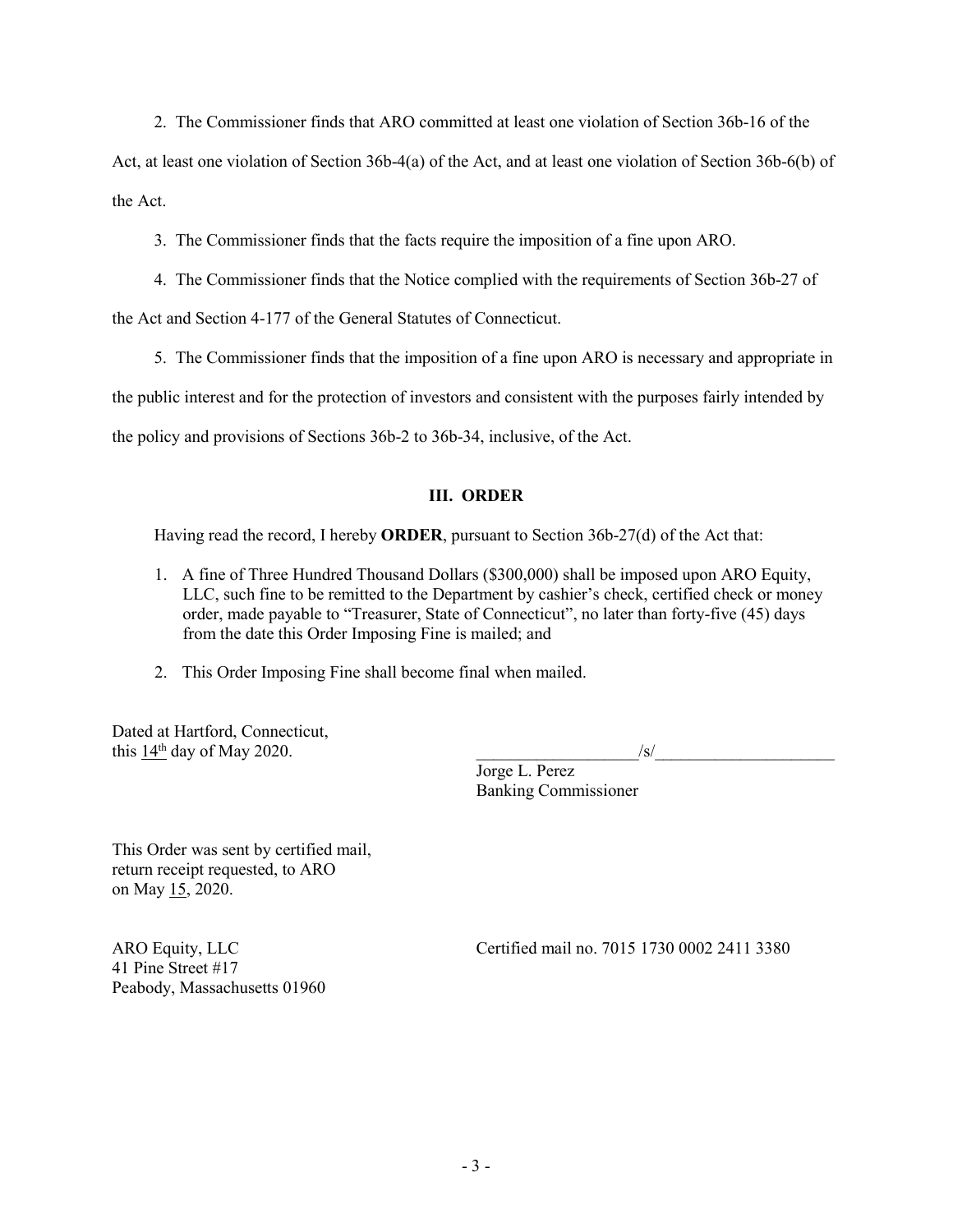2. The Commissioner finds that ARO committed at least one violation of Section 36b-16 of the Act, at least one violation of Section 36b-4(a) of the Act, and at least one violation of Section 36b-6(b) of the Act.

3. The Commissioner finds that the facts require the imposition of a fine upon ARO.

4. The Commissioner finds that the Notice complied with the requirements of Section 36b-27 of the Act and Section 4-177 of the General Statutes of Connecticut.

5. The Commissioner finds that the imposition of a fine upon ARO is necessary and appropriate in the public interest and for the protection of investors and consistent with the purposes fairly intended by the policy and provisions of Sections 36b-2 to 36b-34, inclusive, of the Act.

## III. ORDER

Having read the record, I hereby **ORDER**, pursuant to Section 36b-27(d) of the Act that:

1. A fine of Three Hundred Thousand Dollars ($300,000) shall be imposed upon ARO Equity, LLC, such fine to be remitted to the Department by cashier's check, certified check or money order, made payable to "Treasurer, State of Connecticut", no later than forty-five (45) days from the date this Order Imposing Fine is mailed; and

2. This Order Imposing Fine shall become final when mailed.

Dated at Hartford, Connecticut,
this 14th day of May 2020.

___________________/s/_____________________
Jorge L. Perez
Banking Commissioner

This Order was sent by certified mail,
return receipt requested, to ARO
on May 15, 2020.

ARO Equity, LLC
41 Pine Street #17
Peabody, Massachusetts 01960

Certified mail no. 7015 1730 0002 2411 3380